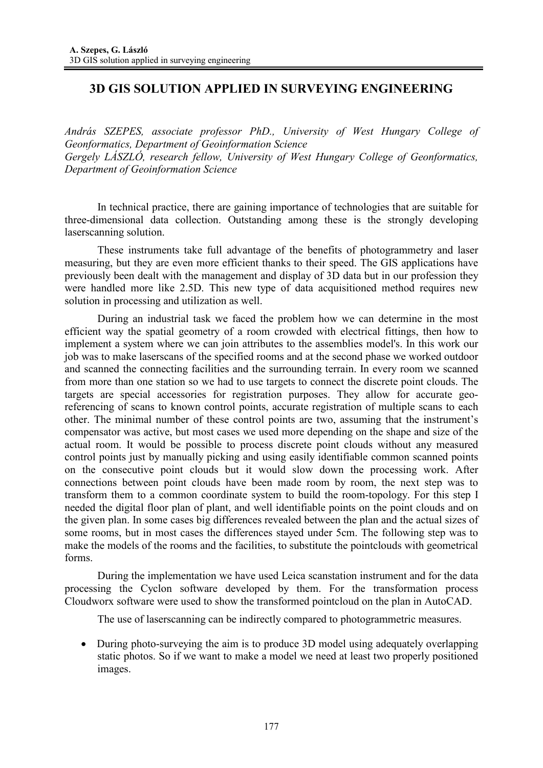# 3D GIS SOLUTION APPLIED IN SURVEYING ENGINEERING

*András SZEPES, associate professor PhD., University of West Hungary College of Geonformatics, Department of Geoinformation Science*
*Gergely LÁSZLÓ, research fellow, University of West Hungary College of Geonformatics, Department of Geoinformation Science*

In technical practice, there are gaining importance of technologies that are suitable for three-dimensional data collection. Outstanding among these is the strongly developing laserscanning solution.

These instruments take full advantage of the benefits of photogrammetry and laser measuring, but they are even more efficient thanks to their speed. The GIS applications have previously been dealt with the management and display of 3D data but in our profession they were handled more like 2.5D. This new type of data acquisitioned method requires new solution in processing and utilization as well.

During an industrial task we faced the problem how we can determine in the most efficient way the spatial geometry of a room crowded with electrical fittings, then how to implement a system where we can join attributes to the assemblies model's. In this work our job was to make laserscans of the specified rooms and at the second phase we worked outdoor and scanned the connecting facilities and the surrounding terrain. In every room we scanned from more than one station so we had to use targets to connect the discrete point clouds. The targets are special accessories for registration purposes. They allow for accurate geo-referencing of scans to known control points, accurate registration of multiple scans to each other. The minimal number of these control points are two, assuming that the instrument's compensator was active, but most cases we used more depending on the shape and size of the actual room. It would be possible to process discrete point clouds without any measured control points just by manually picking and using easily identifiable common scanned points on the consecutive point clouds but it would slow down the processing work. After connections between point clouds have been made room by room, the next step was to transform them to a common coordinate system to build the room-topology. For this step I needed the digital floor plan of plant, and well identifiable points on the point clouds and on the given plan. In some cases big differences revealed between the plan and the actual sizes of some rooms, but in most cases the differences stayed under 5cm. The following step was to make the models of the rooms and the facilities, to substitute the pointclouds with geometrical forms.

During the implementation we have used Leica scanstation instrument and for the data processing the Cyclon software developed by them. For the transformation process Cloudworx software were used to show the transformed pointcloud on the plan in AutoCAD.

The use of laserscanning can be indirectly compared to photogrammetric measures.

- During photo-surveying the aim is to produce 3D model using adequately overlapping static photos. So if we want to make a model we need at least two properly positioned images.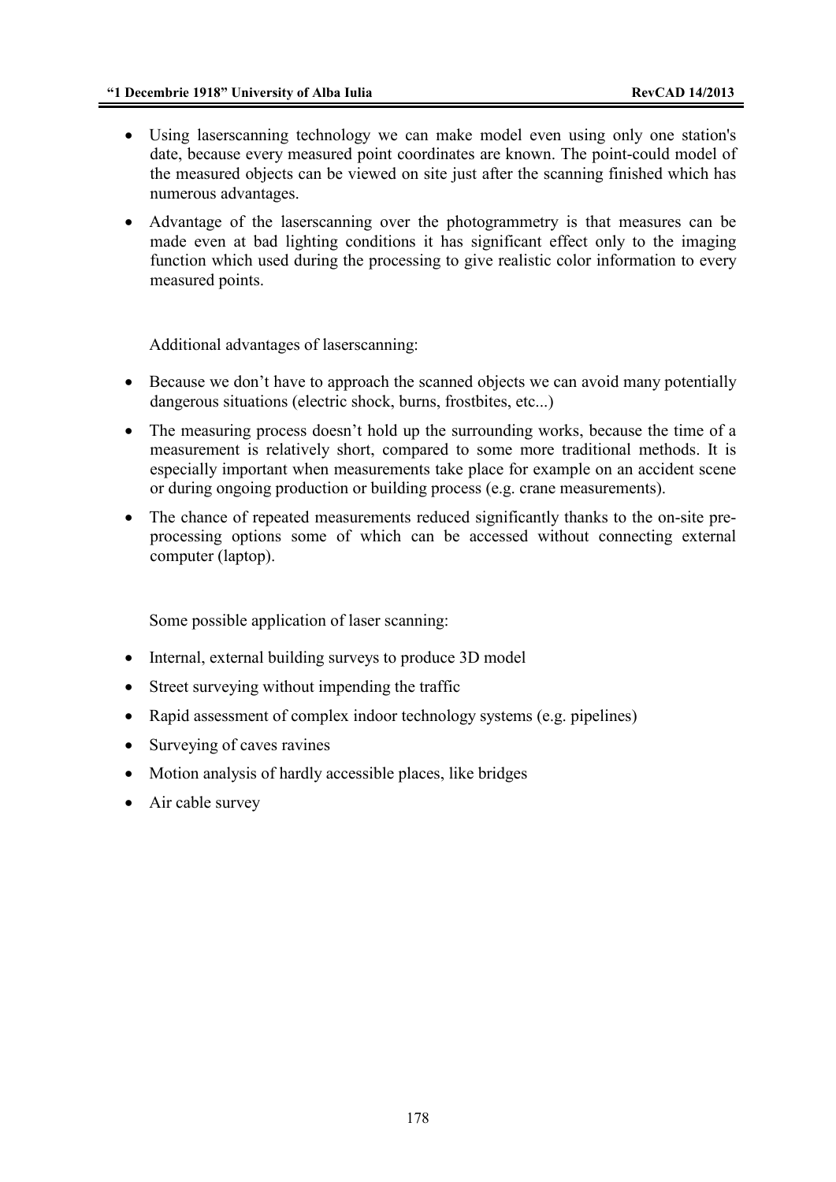- Using laserscanning technology we can make model even using only one station's date, because every measured point coordinates are known. The point-could model of the measured objects can be viewed on site just after the scanning finished which has numerous advantages.
- Advantage of the laserscanning over the photogrammetry is that measures can be made even at bad lighting conditions it has significant effect only to the imaging function which used during the processing to give realistic color information to every measured points.

Additional advantages of laserscanning:

- Because we don't have to approach the scanned objects we can avoid many potentially dangerous situations (electric shock, burns, frostbites, etc...)
- The measuring process doesn't hold up the surrounding works, because the time of a measurement is relatively short, compared to some more traditional methods. It is especially important when measurements take place for example on an accident scene or during ongoing production or building process (e.g. crane measurements).
- The chance of repeated measurements reduced significantly thanks to the on-site pre-processing options some of which can be accessed without connecting external computer (laptop).

Some possible application of laser scanning:

- Internal, external building surveys to produce 3D model
- Street surveying without impending the traffic
- Rapid assessment of complex indoor technology systems (e.g. pipelines)
- Surveying of caves ravines
- Motion analysis of hardly accessible places, like bridges
- Air cable survey